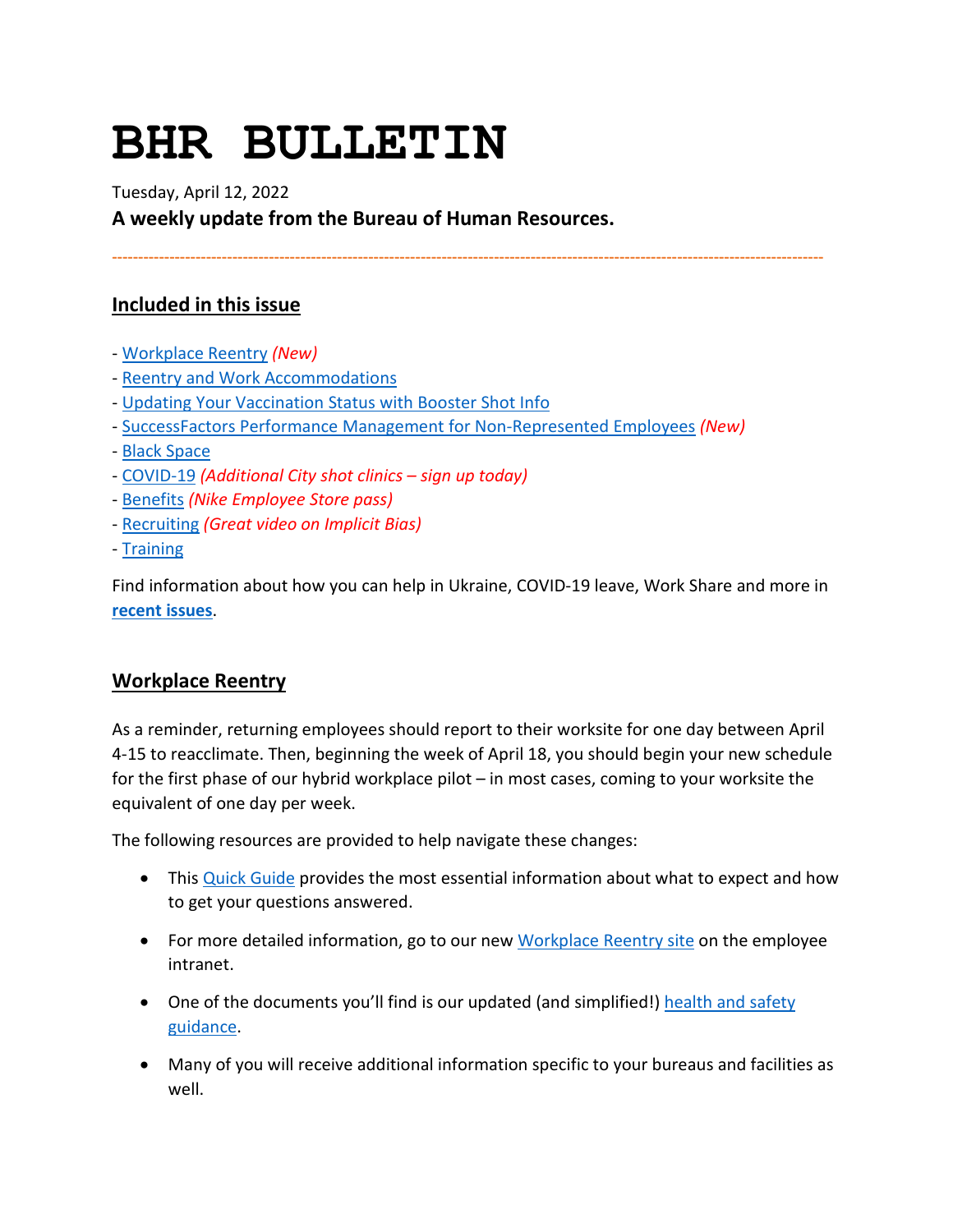# BHR BULLETIN

Tuesday, April 12, 2022

**A weekly update from the Bureau of Human Resources.**

---

## Included in this issue

- Workplace Reentry *(New)*
- Reentry and Work Accommodations
- Updating Your Vaccination Status with Booster Shot Info
- SuccessFactors Performance Management for Non-Represented Employees *(New)*
- Black Space
- COVID-19 *(Additional City shot clinics – sign up today)*
- Benefits *(Nike Employee Store pass)*
- Recruiting *(Great video on Implicit Bias)*
- Training

Find information about how you can help in Ukraine, COVID-19 leave, Work Share and more in **recent issues**.

## Workplace Reentry

As a reminder, returning employees should report to their worksite for one day between April 4-15 to reacclimate. Then, beginning the week of April 18, you should begin your new schedule for the first phase of our hybrid workplace pilot – in most cases, coming to your worksite the equivalent of one day per week.

The following resources are provided to help navigate these changes:

- This Quick Guide provides the most essential information about what to expect and how to get your questions answered.
- For more detailed information, go to our new Workplace Reentry site on the employee intranet.
- One of the documents you'll find is our updated (and simplified!) health and safety guidance.
- Many of you will receive additional information specific to your bureaus and facilities as well.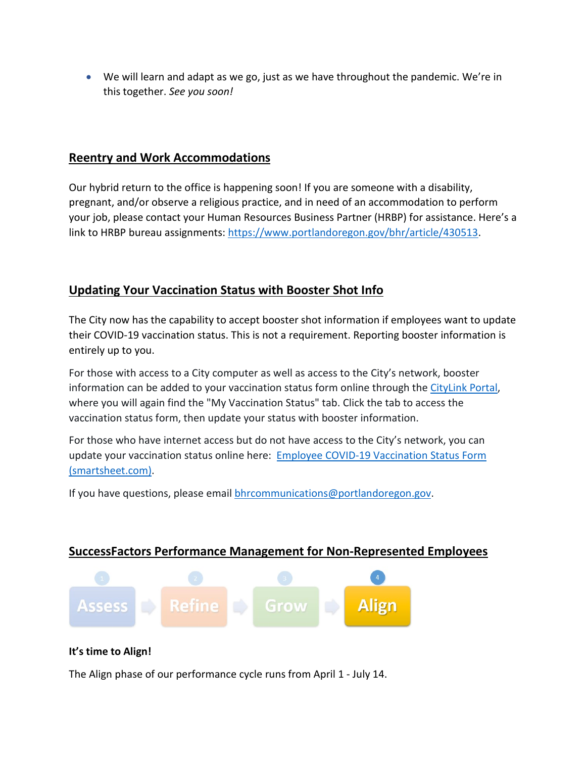- We will learn and adapt as we go, just as we have throughout the pandemic. We're in this together. *See you soon!*

## Reentry and Work Accommodations

Our hybrid return to the office is happening soon! If you are someone with a disability, pregnant, and/or observe a religious practice, and in need of an accommodation to perform your job, please contact your Human Resources Business Partner (HRBP) for assistance. Here's a link to HRBP bureau assignments: https://www.portlandoregon.gov/bhr/article/430513.

## Updating Your Vaccination Status with Booster Shot Info

The City now has the capability to accept booster shot information if employees want to update their COVID-19 vaccination status. This is not a requirement. Reporting booster information is entirely up to you.

For those with access to a City computer as well as access to the City's network, booster information can be added to your vaccination status form online through the CityLink Portal, where you will again find the "My Vaccination Status" tab. Click the tab to access the vaccination status form, then update your status with booster information.

For those who have internet access but do not have access to the City's network, you can update your vaccination status online here: Employee COVID-19 Vaccination Status Form (smartsheet.com).

If you have questions, please email bhrcommunications@portlandoregon.gov.

## SuccessFactors Performance Management for Non-Represented Employees

1 Assess → 2 Refine → 3 Grow → 4 Align

**It's time to Align!**

The Align phase of our performance cycle runs from April 1 - July 14.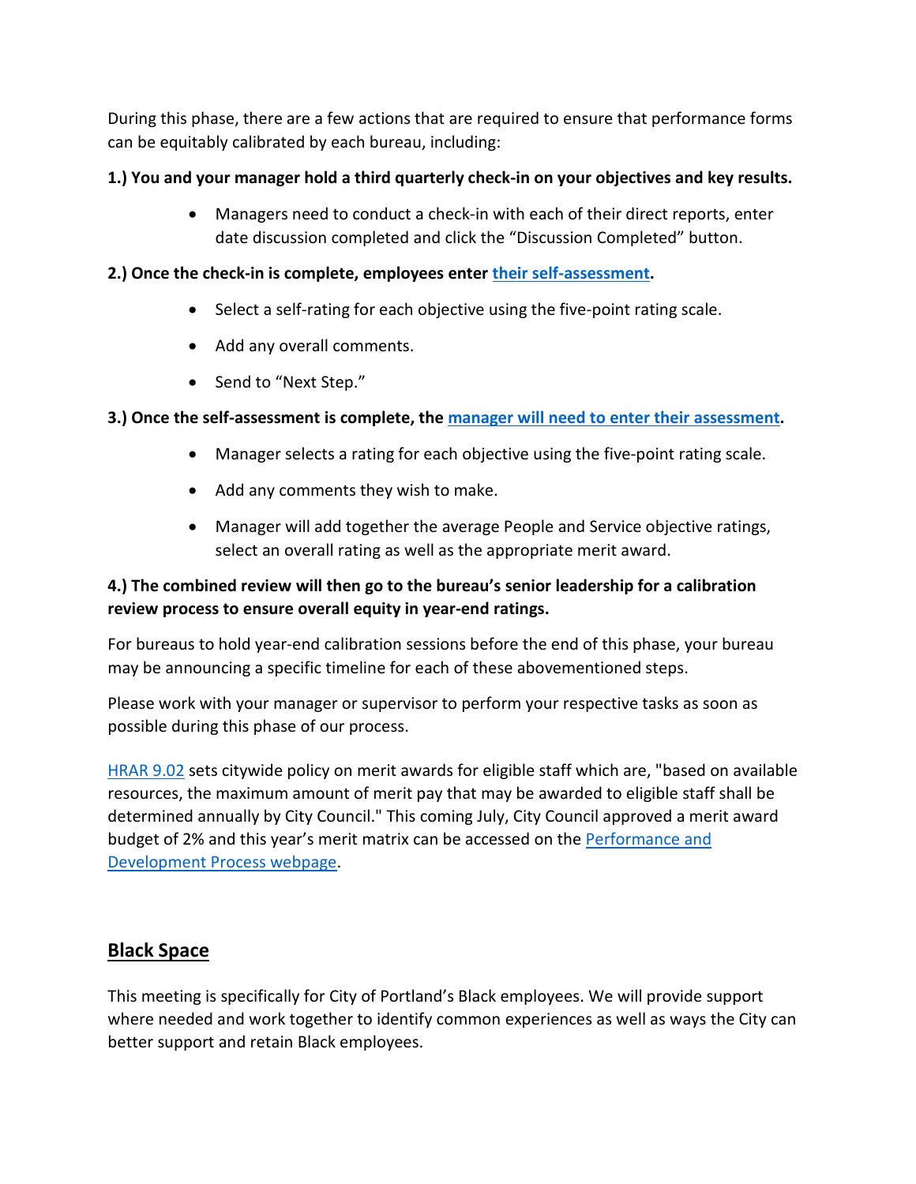During this phase, there are a few actions that are required to ensure that performance forms can be equitably calibrated by each bureau, including:

**1.) You and your manager hold a third quarterly check-in on your objectives and key results.**

- Managers need to conduct a check-in with each of their direct reports, enter date discussion completed and click the "Discussion Completed" button.

**2.) Once the check-in is complete, employees enter [their self-assessment].**

- Select a self-rating for each objective using the five-point rating scale.
- Add any overall comments.
- Send to "Next Step."

**3.) Once the self-assessment is complete, the [manager will need to enter their assessment].**

- Manager selects a rating for each objective using the five-point rating scale.
- Add any comments they wish to make.
- Manager will add together the average People and Service objective ratings, select an overall rating as well as the appropriate merit award.

**4.) The combined review will then go to the bureau's senior leadership for a calibration review process to ensure overall equity in year-end ratings.**

For bureaus to hold year-end calibration sessions before the end of this phase, your bureau may be announcing a specific timeline for each of these abovementioned steps.

Please work with your manager or supervisor to perform your respective tasks as soon as possible during this phase of our process.

[HRAR 9.02] sets citywide policy on merit awards for eligible staff which are, "based on available resources, the maximum amount of merit pay that may be awarded to eligible staff shall be determined annually by City Council." This coming July, City Council approved a merit award budget of 2% and this year's merit matrix can be accessed on the [Performance and Development Process webpage].

## Black Space

This meeting is specifically for City of Portland's Black employees. We will provide support where needed and work together to identify common experiences as well as ways the City can better support and retain Black employees.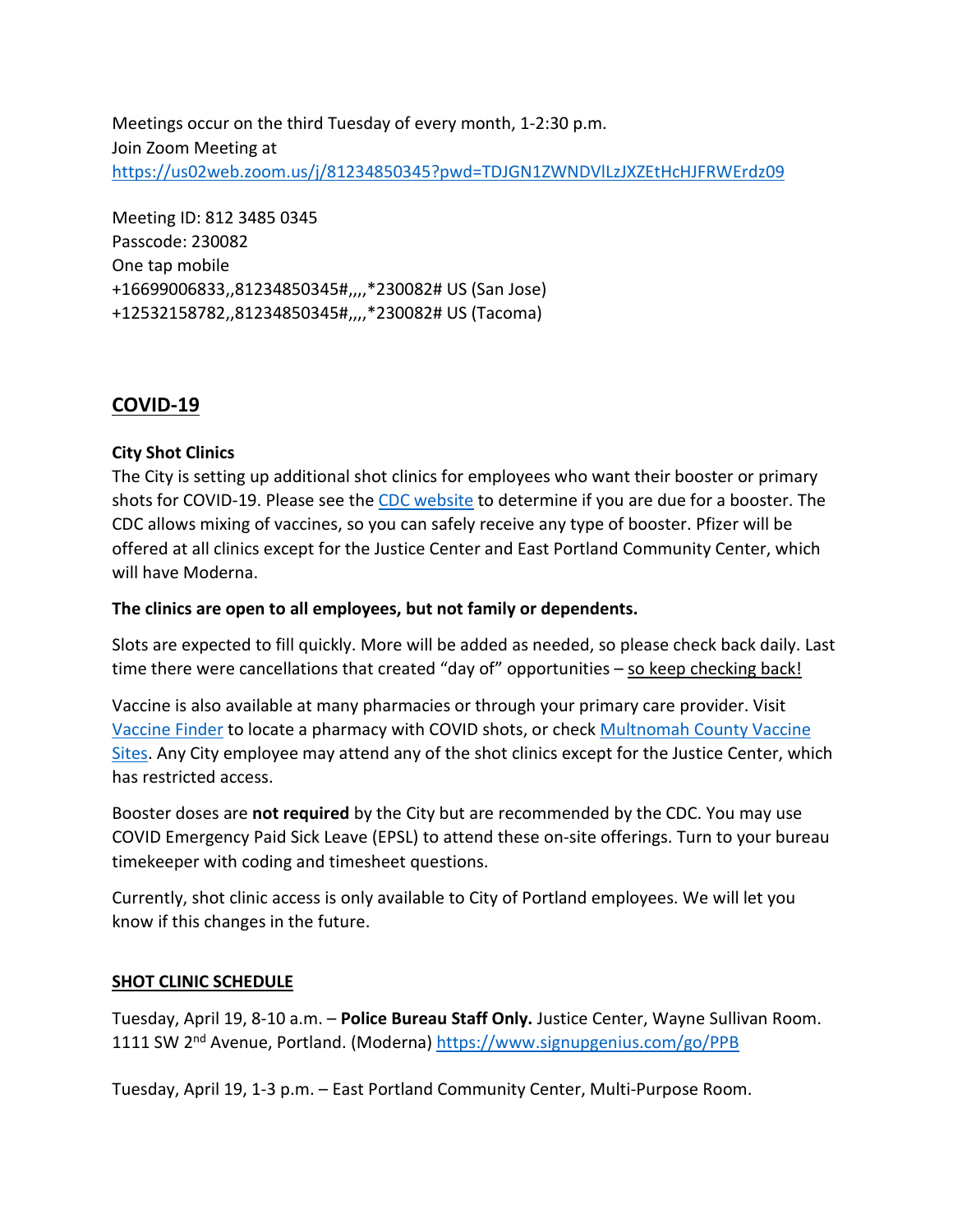Meetings occur on the third Tuesday of every month, 1-2:30 p.m.
Join Zoom Meeting at
https://us02web.zoom.us/j/81234850345?pwd=TDJGN1ZWNDVlLzJXZEtHcHJFRWErdz09

Meeting ID: 812 3485 0345
Passcode: 230082
One tap mobile
+16699006833,,81234850345#,,,,*230082# US (San Jose)
+12532158782,,81234850345#,,,,*230082# US (Tacoma)

## COVID-19

**City Shot Clinics**

The City is setting up additional shot clinics for employees who want their booster or primary shots for COVID-19. Please see the CDC website to determine if you are due for a booster. The CDC allows mixing of vaccines, so you can safely receive any type of booster. Pfizer will be offered at all clinics except for the Justice Center and East Portland Community Center, which will have Moderna.

**The clinics are open to all employees, but not family or dependents.**

Slots are expected to fill quickly. More will be added as needed, so please check back daily. Last time there were cancellations that created "day of" opportunities – so keep checking back!

Vaccine is also available at many pharmacies or through your primary care provider. Visit Vaccine Finder to locate a pharmacy with COVID shots, or check Multnomah County Vaccine Sites. Any City employee may attend any of the shot clinics except for the Justice Center, which has restricted access.

Booster doses are **not required** by the City but are recommended by the CDC. You may use COVID Emergency Paid Sick Leave (EPSL) to attend these on-site offerings. Turn to your bureau timekeeper with coding and timesheet questions.

Currently, shot clinic access is only available to City of Portland employees. We will let you know if this changes in the future.

**SHOT CLINIC SCHEDULE**

Tuesday, April 19, 8-10 a.m. – **Police Bureau Staff Only.** Justice Center, Wayne Sullivan Room. 1111 SW 2nd Avenue, Portland. (Moderna) https://www.signupgenius.com/go/PPB

Tuesday, April 19, 1-3 p.m. – East Portland Community Center, Multi-Purpose Room.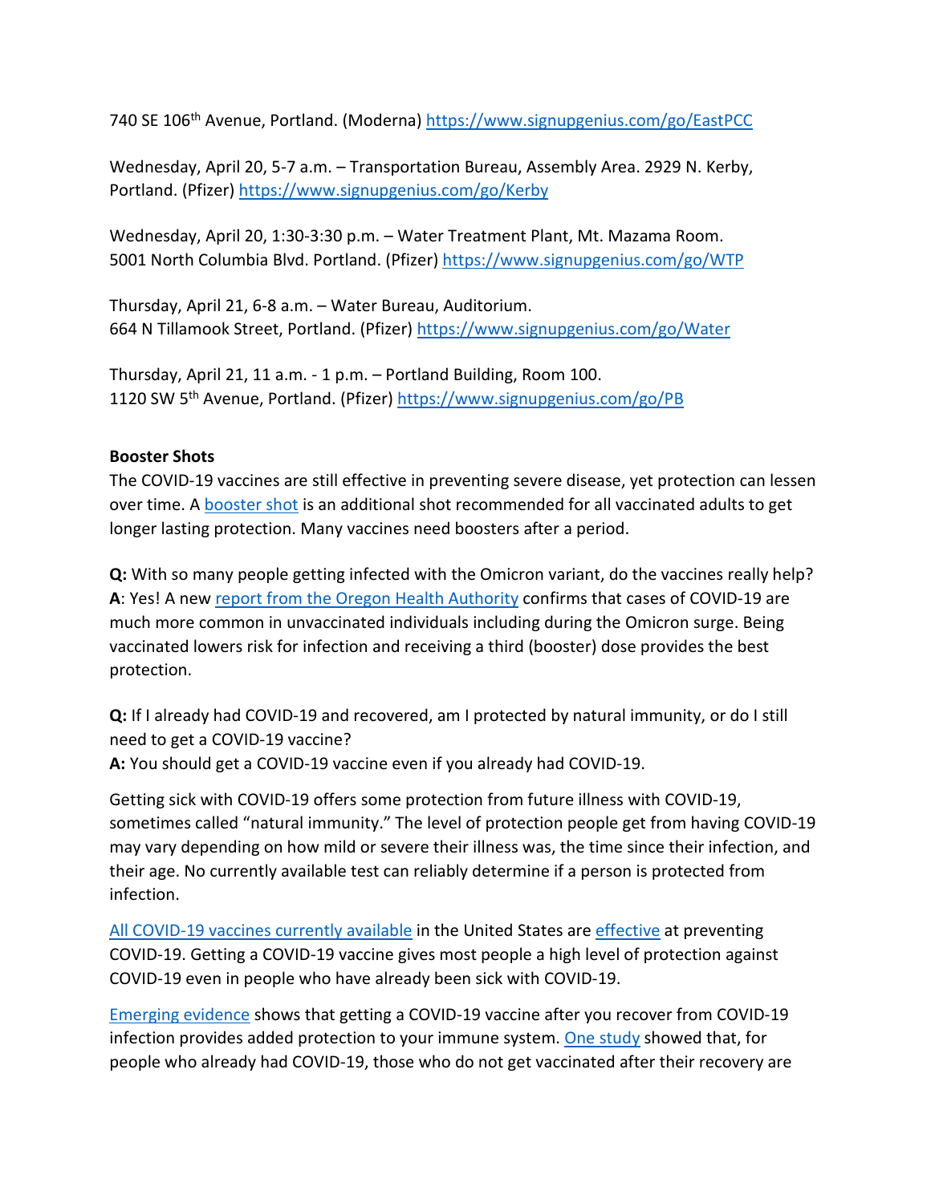740 SE 106th Avenue, Portland. (Moderna) https://www.signupgenius.com/go/EastPCC

Wednesday, April 20, 5-7 a.m. – Transportation Bureau, Assembly Area. 2929 N. Kerby, Portland. (Pfizer) https://www.signupgenius.com/go/Kerby

Wednesday, April 20, 1:30-3:30 p.m. – Water Treatment Plant, Mt. Mazama Room. 5001 North Columbia Blvd. Portland. (Pfizer) https://www.signupgenius.com/go/WTP

Thursday, April 21, 6-8 a.m. – Water Bureau, Auditorium. 664 N Tillamook Street, Portland. (Pfizer) https://www.signupgenius.com/go/Water

Thursday, April 21, 11 a.m. - 1 p.m. – Portland Building, Room 100. 1120 SW 5th Avenue, Portland. (Pfizer) https://www.signupgenius.com/go/PB

**Booster Shots**

The COVID-19 vaccines are still effective in preventing severe disease, yet protection can lessen over time. A booster shot is an additional shot recommended for all vaccinated adults to get longer lasting protection. Many vaccines need boosters after a period.

**Q:** With so many people getting infected with the Omicron variant, do the vaccines really help?
**A**: Yes! A new report from the Oregon Health Authority confirms that cases of COVID-19 are much more common in unvaccinated individuals including during the Omicron surge. Being vaccinated lowers risk for infection and receiving a third (booster) dose provides the best protection.

**Q:** If I already had COVID-19 and recovered, am I protected by natural immunity, or do I still need to get a COVID-19 vaccine?
**A:** You should get a COVID-19 vaccine even if you already had COVID-19.

Getting sick with COVID-19 offers some protection from future illness with COVID-19, sometimes called "natural immunity." The level of protection people get from having COVID-19 may vary depending on how mild or severe their illness was, the time since their infection, and their age. No currently available test can reliably determine if a person is protected from infection.

All COVID-19 vaccines currently available in the United States are effective at preventing COVID-19. Getting a COVID-19 vaccine gives most people a high level of protection against COVID-19 even in people who have already been sick with COVID-19.

Emerging evidence shows that getting a COVID-19 vaccine after you recover from COVID-19 infection provides added protection to your immune system. One study showed that, for people who already had COVID-19, those who do not get vaccinated after their recovery are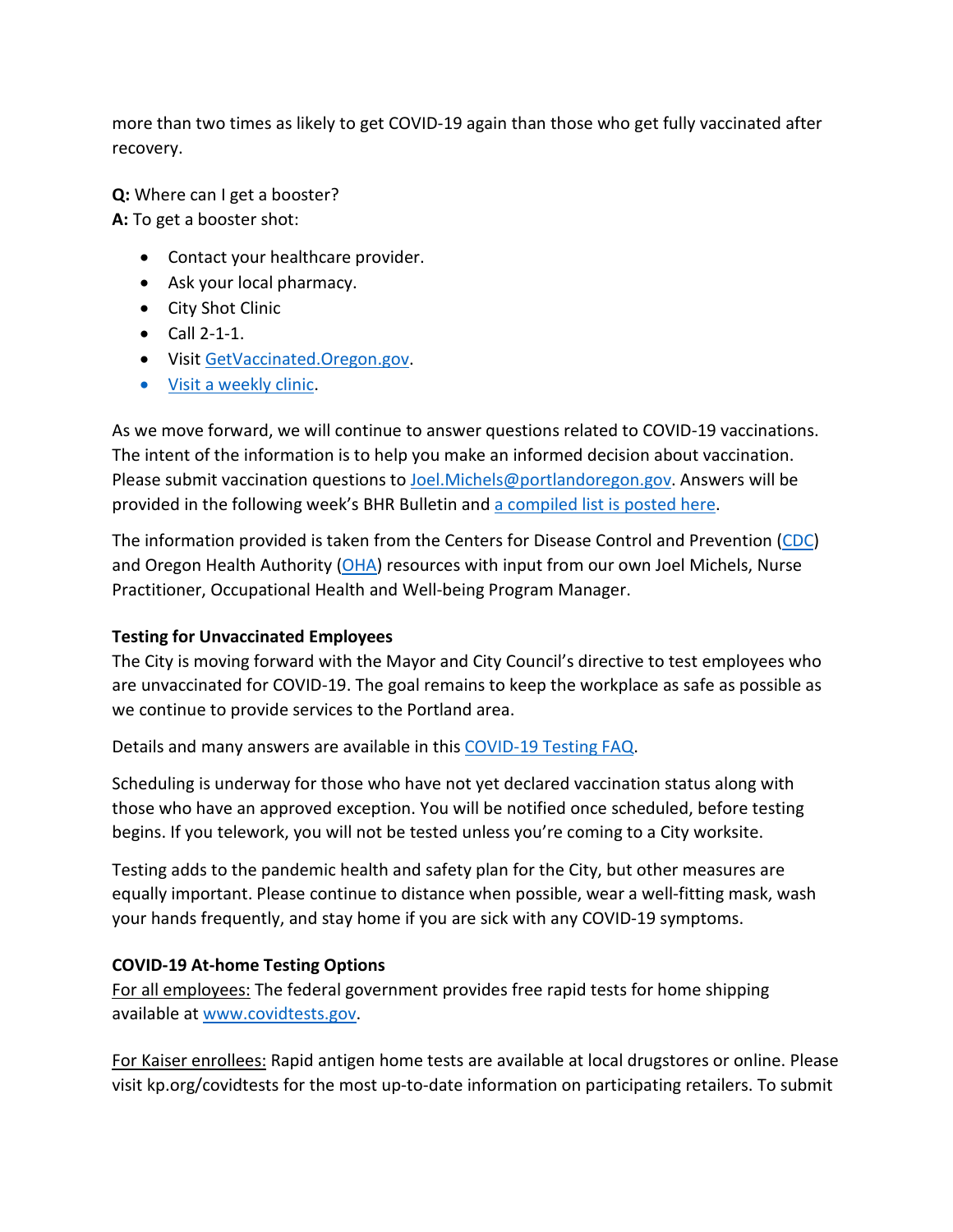more than two times as likely to get COVID-19 again than those who get fully vaccinated after recovery.

**Q:** Where can I get a booster?
**A:** To get a booster shot:

- Contact your healthcare provider.
- Ask your local pharmacy.
- City Shot Clinic
- Call 2-1-1.
- Visit GetVaccinated.Oregon.gov.
- Visit a weekly clinic.

As we move forward, we will continue to answer questions related to COVID-19 vaccinations. The intent of the information is to help you make an informed decision about vaccination. Please submit vaccination questions to Joel.Michels@portlandoregon.gov. Answers will be provided in the following week's BHR Bulletin and a compiled list is posted here.

The information provided is taken from the Centers for Disease Control and Prevention (CDC) and Oregon Health Authority (OHA) resources with input from our own Joel Michels, Nurse Practitioner, Occupational Health and Well-being Program Manager.

**Testing for Unvaccinated Employees**

The City is moving forward with the Mayor and City Council's directive to test employees who are unvaccinated for COVID-19. The goal remains to keep the workplace as safe as possible as we continue to provide services to the Portland area.

Details and many answers are available in this COVID-19 Testing FAQ.

Scheduling is underway for those who have not yet declared vaccination status along with those who have an approved exception. You will be notified once scheduled, before testing begins. If you telework, you will not be tested unless you're coming to a City worksite.

Testing adds to the pandemic health and safety plan for the City, but other measures are equally important. Please continue to distance when possible, wear a well-fitting mask, wash your hands frequently, and stay home if you are sick with any COVID-19 symptoms.

**COVID-19 At-home Testing Options**

For all employees: The federal government provides free rapid tests for home shipping available at www.covidtests.gov.

For Kaiser enrollees: Rapid antigen home tests are available at local drugstores or online. Please visit kp.org/covidtests for the most up-to-date information on participating retailers. To submit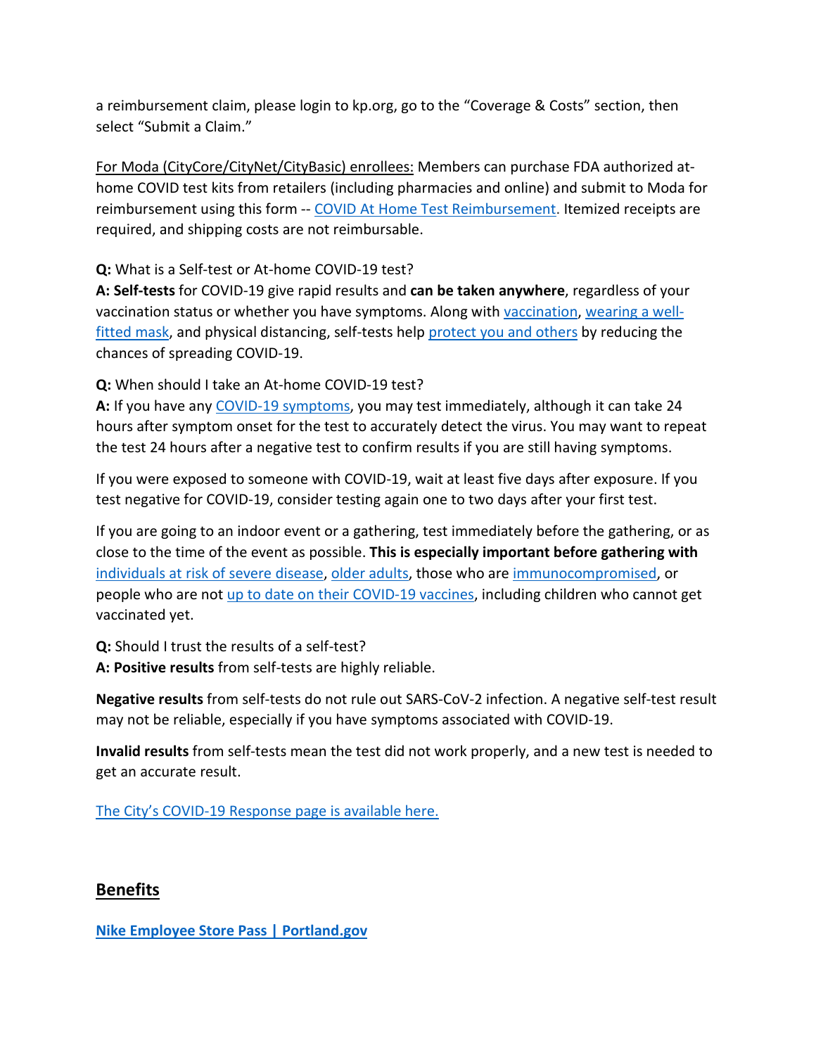a reimbursement claim, please login to kp.org, go to the “Coverage & Costs” section, then select “Submit a Claim.”

For Moda (CityCore/CityNet/CityBasic) enrollees: Members can purchase FDA authorized at-home COVID test kits from retailers (including pharmacies and online) and submit to Moda for reimbursement using this form -- COVID At Home Test Reimbursement. Itemized receipts are required, and shipping costs are not reimbursable.

**Q:** What is a Self-test or At-home COVID-19 test?
**A: Self-tests** for COVID-19 give rapid results and **can be taken anywhere**, regardless of your vaccination status or whether you have symptoms. Along with vaccination, wearing a well-fitted mask, and physical distancing, self-tests help protect you and others by reducing the chances of spreading COVID-19.

**Q:** When should I take an At-home COVID-19 test?
**A:** If you have any COVID-19 symptoms, you may test immediately, although it can take 24 hours after symptom onset for the test to accurately detect the virus. You may want to repeat the test 24 hours after a negative test to confirm results if you are still having symptoms.

If you were exposed to someone with COVID-19, wait at least five days after exposure. If you test negative for COVID-19, consider testing again one to two days after your first test.

If you are going to an indoor event or a gathering, test immediately before the gathering, or as close to the time of the event as possible. **This is especially important before gathering with** individuals at risk of severe disease, older adults, those who are immunocompromised, or people who are not up to date on their COVID-19 vaccines, including children who cannot get vaccinated yet.

**Q:** Should I trust the results of a self-test?
**A: Positive results** from self-tests are highly reliable.

**Negative results** from self-tests do not rule out SARS-CoV-2 infection. A negative self-test result may not be reliable, especially if you have symptoms associated with COVID-19.

**Invalid results** from self-tests mean the test did not work properly, and a new test is needed to get an accurate result.

The City’s COVID-19 Response page is available here.

## Benefits

**Nike Employee Store Pass | Portland.gov**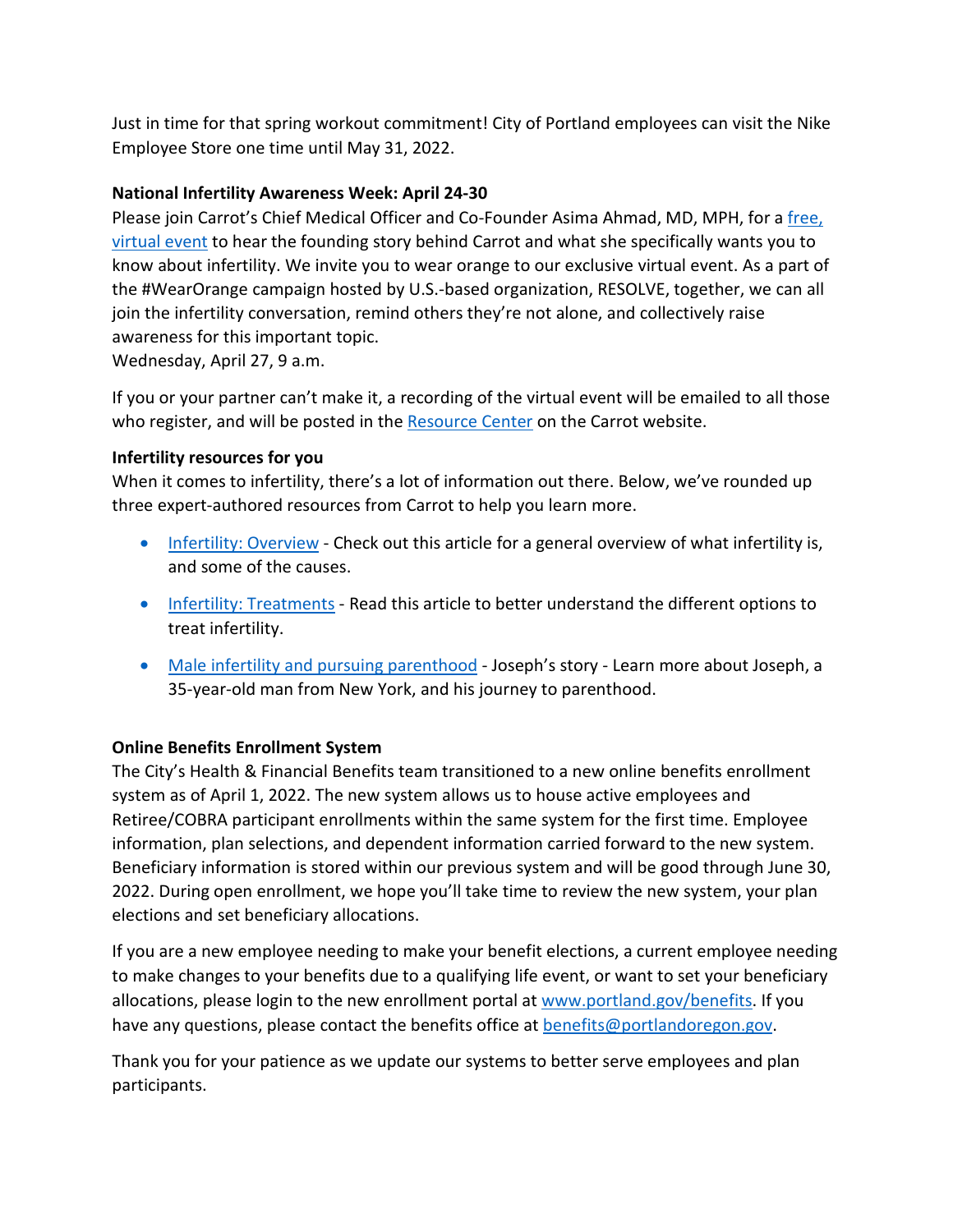Just in time for that spring workout commitment! City of Portland employees can visit the Nike Employee Store one time until May 31, 2022.

**National Infertility Awareness Week: April 24-30**

Please join Carrot's Chief Medical Officer and Co-Founder Asima Ahmad, MD, MPH, for a free, virtual event to hear the founding story behind Carrot and what she specifically wants you to know about infertility. We invite you to wear orange to our exclusive virtual event. As a part of the #WearOrange campaign hosted by U.S.-based organization, RESOLVE, together, we can all join the infertility conversation, remind others they're not alone, and collectively raise awareness for this important topic.
Wednesday, April 27, 9 a.m.

If you or your partner can't make it, a recording of the virtual event will be emailed to all those who register, and will be posted in the Resource Center on the Carrot website.

**Infertility resources for you**

When it comes to infertility, there's a lot of information out there. Below, we've rounded up three expert-authored resources from Carrot to help you learn more.

- Infertility: Overview - Check out this article for a general overview of what infertility is, and some of the causes.
- Infertility: Treatments - Read this article to better understand the different options to treat infertility.
- Male infertility and pursuing parenthood - Joseph's story - Learn more about Joseph, a 35-year-old man from New York, and his journey to parenthood.

**Online Benefits Enrollment System**

The City's Health & Financial Benefits team transitioned to a new online benefits enrollment system as of April 1, 2022. The new system allows us to house active employees and Retiree/COBRA participant enrollments within the same system for the first time. Employee information, plan selections, and dependent information carried forward to the new system. Beneficiary information is stored within our previous system and will be good through June 30, 2022. During open enrollment, we hope you'll take time to review the new system, your plan elections and set beneficiary allocations.

If you are a new employee needing to make your benefit elections, a current employee needing to make changes to your benefits due to a qualifying life event, or want to set your beneficiary allocations, please login to the new enrollment portal at www.portland.gov/benefits. If you have any questions, please contact the benefits office at benefits@portlandoregon.gov.

Thank you for your patience as we update our systems to better serve employees and plan participants.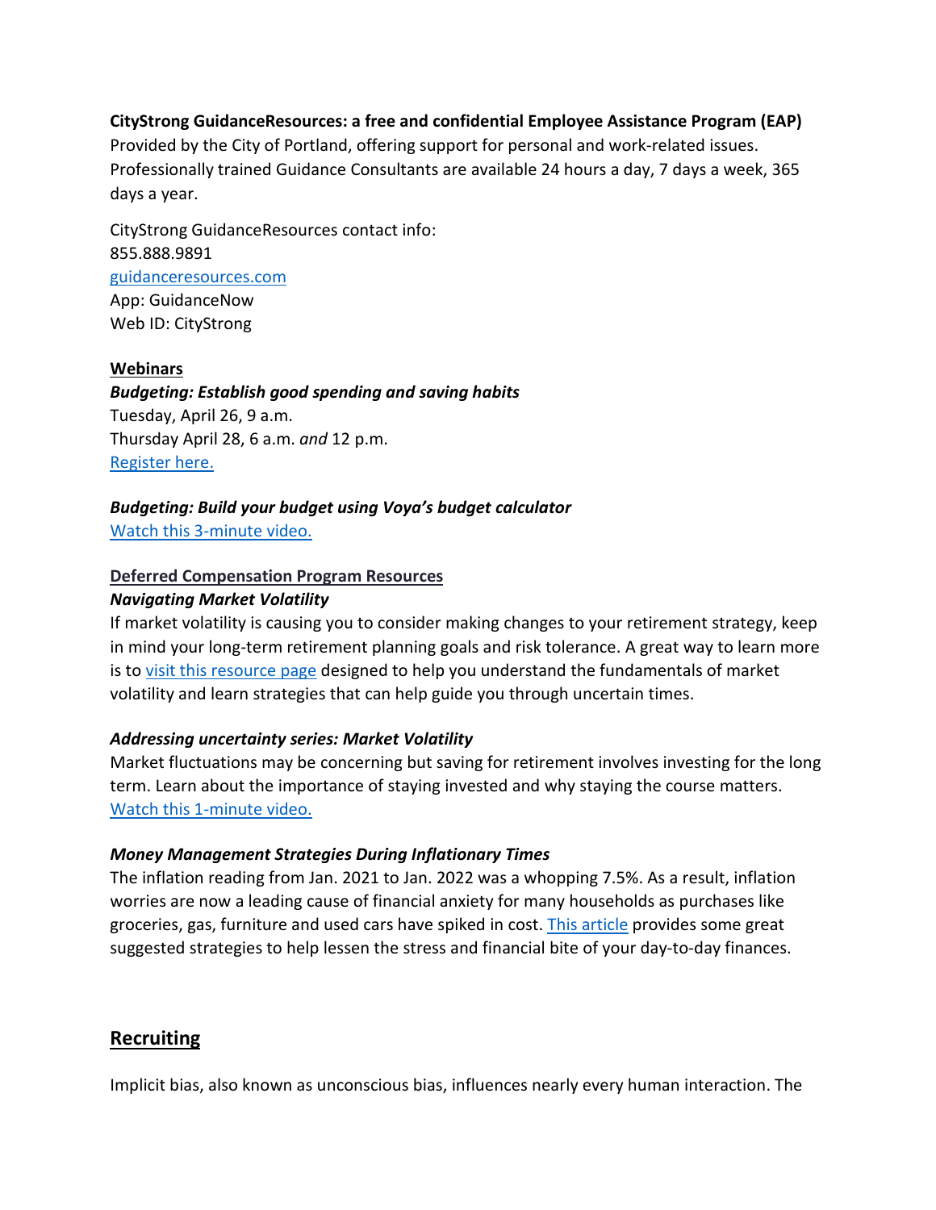**CityStrong GuidanceResources: a free and confidential Employee Assistance Program (EAP)**
Provided by the City of Portland, offering support for personal and work-related issues. Professionally trained Guidance Consultants are available 24 hours a day, 7 days a week, 365 days a year.

CityStrong GuidanceResources contact info:
855.888.9891
guidanceresources.com
App: GuidanceNow
Web ID: CityStrong

**Webinars**

***Budgeting: Establish good spending and saving habits***
Tuesday, April 26, 9 a.m.
Thursday April 28, 6 a.m. *and* 12 p.m.
Register here.

***Budgeting: Build your budget using Voya's budget calculator***
Watch this 3-minute video.

**Deferred Compensation Program Resources**

***Navigating Market Volatility***
If market volatility is causing you to consider making changes to your retirement strategy, keep in mind your long-term retirement planning goals and risk tolerance. A great way to learn more is to visit this resource page designed to help you understand the fundamentals of market volatility and learn strategies that can help guide you through uncertain times.

***Addressing uncertainty series: Market Volatility***
Market fluctuations may be concerning but saving for retirement involves investing for the long term. Learn about the importance of staying invested and why staying the course matters. Watch this 1-minute video.

***Money Management Strategies During Inflationary Times***
The inflation reading from Jan. 2021 to Jan. 2022 was a whopping 7.5%. As a result, inflation worries are now a leading cause of financial anxiety for many households as purchases like groceries, gas, furniture and used cars have spiked in cost. This article provides some great suggested strategies to help lessen the stress and financial bite of your day-to-day finances.

## Recruiting

Implicit bias, also known as unconscious bias, influences nearly every human interaction. The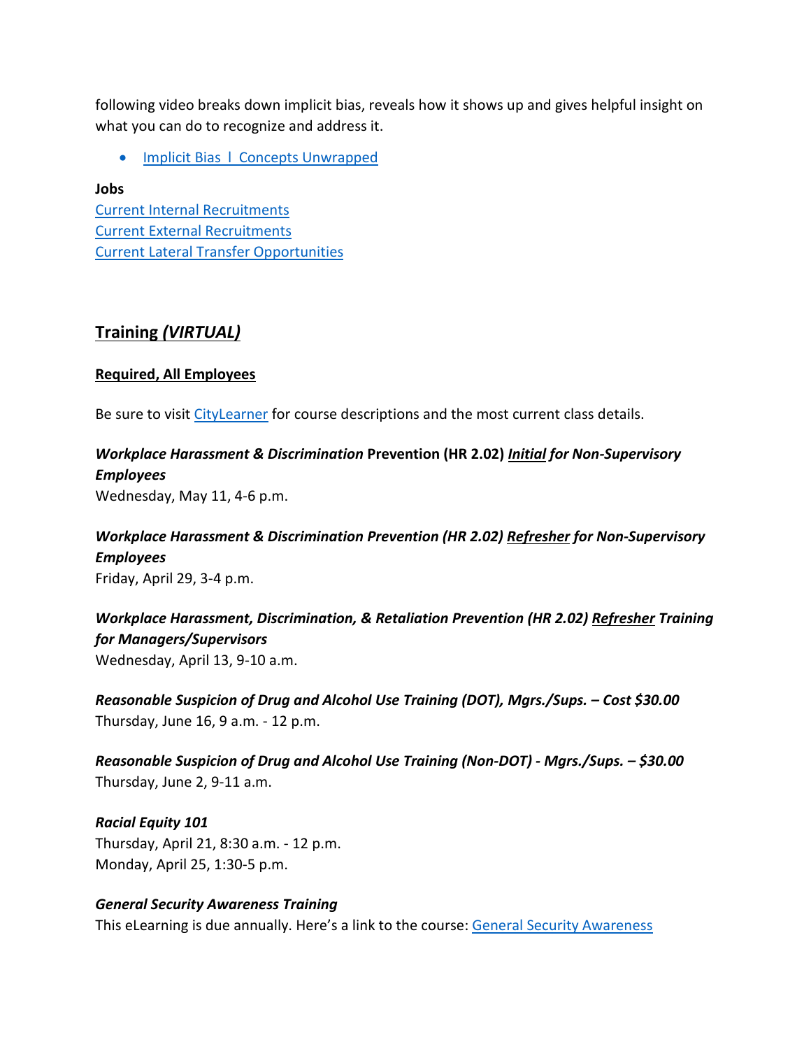following video breaks down implicit bias, reveals how it shows up and gives helpful insight on what you can do to recognize and address it.

- Implicit Bias l Concepts Unwrapped

**Jobs**
Current Internal Recruitments
Current External Recruitments
Current Lateral Transfer Opportunities

## Training *(VIRTUAL)*

### Required, All Employees

Be sure to visit CityLearner for course descriptions and the most current class details.

***Workplace Harassment & Discrimination*** **Prevention (HR 2.02)** ***Initial for Non-Supervisory Employees***
Wednesday, May 11, 4-6 p.m.

***Workplace Harassment & Discrimination Prevention (HR 2.02) Refresher for Non-Supervisory Employees***
Friday, April 29, 3-4 p.m.

***Workplace Harassment, Discrimination, & Retaliation Prevention (HR 2.02) Refresher Training for Managers/Supervisors***
Wednesday, April 13, 9-10 a.m.

***Reasonable Suspicion of Drug and Alcohol Use Training (DOT), Mgrs./Sups. – Cost $30.00***
Thursday, June 16, 9 a.m. - 12 p.m.

***Reasonable Suspicion of Drug and Alcohol Use Training (Non-DOT) - Mgrs./Sups. – $30.00***
Thursday, June 2, 9-11 a.m.

***Racial Equity 101***
Thursday, April 21, 8:30 a.m. - 12 p.m.
Monday, April 25, 1:30-5 p.m.

***General Security Awareness Training***
This eLearning is due annually. Here's a link to the course: General Security Awareness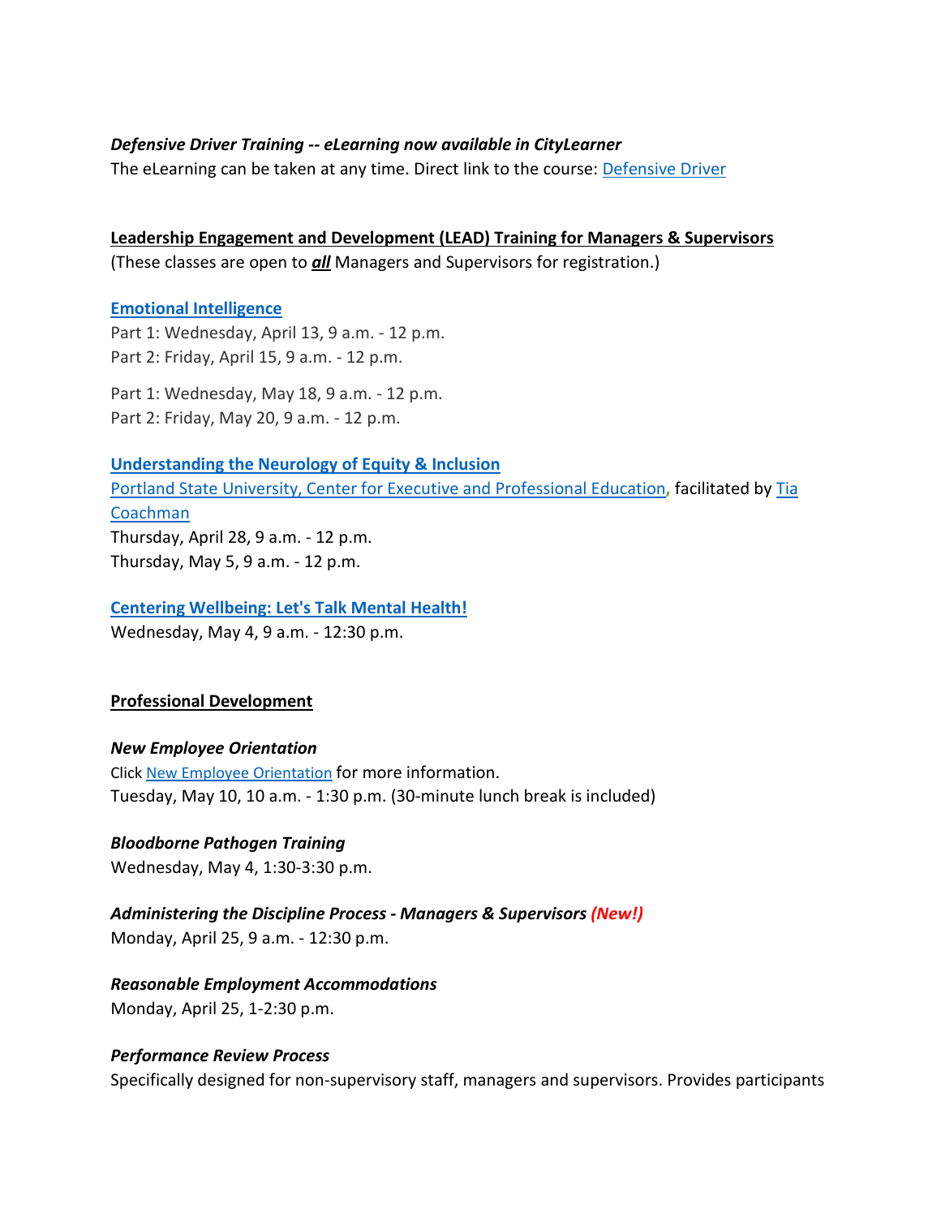***Defensive Driver Training -- eLearning now available in CityLearner***

The eLearning can be taken at any time. Direct link to the course: [Defensive Driver]

**Leadership Engagement and Development (LEAD) Training for Managers & Supervisors**

(These classes are open to ***all*** Managers and Supervisors for registration.)

**[Emotional Intelligence]**

Part 1: Wednesday, April 13, 9 a.m. - 12 p.m.
Part 2: Friday, April 15, 9 a.m. - 12 p.m.

Part 1: Wednesday, May 18, 9 a.m. - 12 p.m.
Part 2: Friday, May 20, 9 a.m. - 12 p.m.

**[Understanding the Neurology of Equity & Inclusion]**

[Portland State University, Center for Executive and Professional Education], facilitated by [Tia Coachman]
Thursday, April 28, 9 a.m. - 12 p.m.
Thursday, May 5, 9 a.m. - 12 p.m.

**[Centering Wellbeing: Let's Talk Mental Health!]**

Wednesday, May 4, 9 a.m. - 12:30 p.m.

**Professional Development**

***New Employee Orientation***

Click [New Employee Orientation] for more information.
Tuesday, May 10, 10 a.m. - 1:30 p.m. (30-minute lunch break is included)

***Bloodborne Pathogen Training***

Wednesday, May 4, 1:30-3:30 p.m.

***Administering the Discipline Process - Managers & Supervisors*** ***(New!)***

Monday, April 25, 9 a.m. - 12:30 p.m.

***Reasonable Employment Accommodations***

Monday, April 25, 1-2:30 p.m.

***Performance Review Process***

Specifically designed for non-supervisory staff, managers and supervisors. Provides participants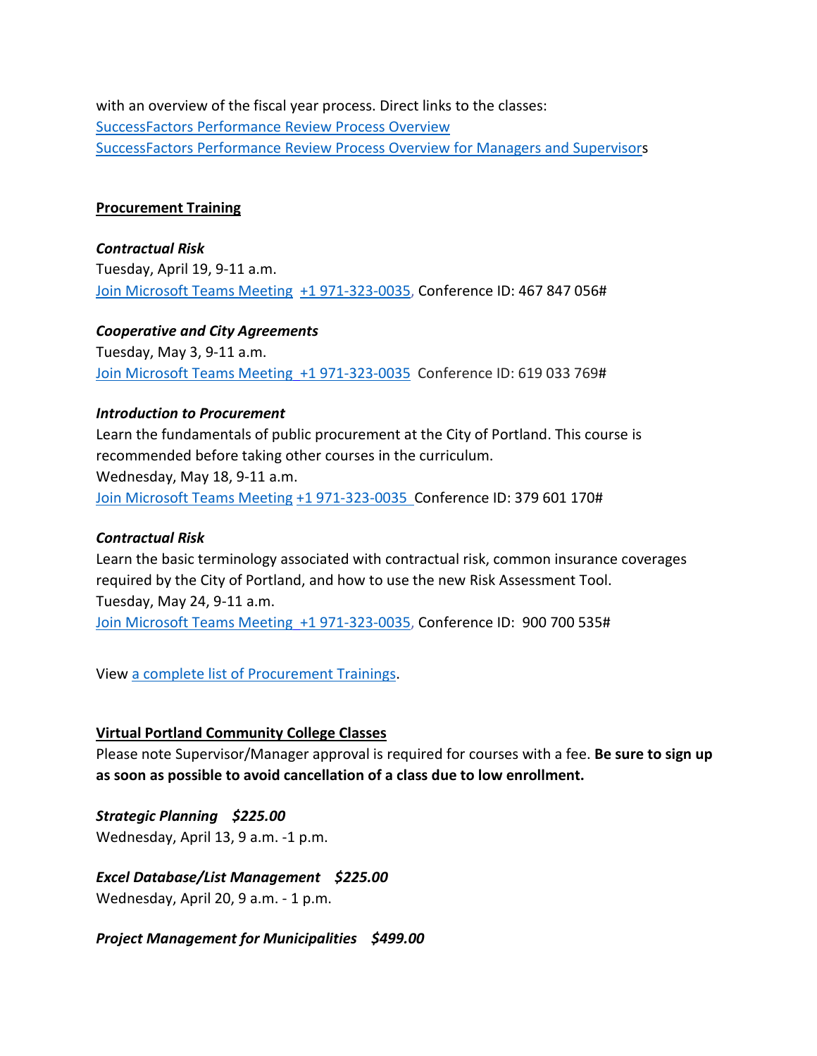with an overview of the fiscal year process. Direct links to the classes:
SuccessFactors Performance Review Process Overview
SuccessFactors Performance Review Process Overview for Managers and Supervisors

**Procurement Training**

***Contractual Risk***
Tuesday, April 19, 9-11 a.m.
Join Microsoft Teams Meeting +1 971-323-0035, Conference ID: 467 847 056#

***Cooperative and City Agreements***
Tuesday, May 3, 9-11 a.m.
Join Microsoft Teams Meeting +1 971-323-0035 Conference ID: 619 033 769#

***Introduction to Procurement***
Learn the fundamentals of public procurement at the City of Portland. This course is recommended before taking other courses in the curriculum.
Wednesday, May 18, 9-11 a.m.
Join Microsoft Teams Meeting +1 971-323-0035 Conference ID: 379 601 170#

***Contractual Risk***
Learn the basic terminology associated with contractual risk, common insurance coverages required by the City of Portland, and how to use the new Risk Assessment Tool.
Tuesday, May 24, 9-11 a.m.
Join Microsoft Teams Meeting +1 971-323-0035, Conference ID: 900 700 535#

View a complete list of Procurement Trainings.

**Virtual Portland Community College Classes**
Please note Supervisor/Manager approval is required for courses with a fee. **Be sure to sign up as soon as possible to avoid cancellation of a class due to low enrollment.**

***Strategic Planning $225.00***
Wednesday, April 13, 9 a.m. -1 p.m.

***Excel Database/List Management $225.00***
Wednesday, April 20, 9 a.m. - 1 p.m.

***Project Management for Municipalities $499.00***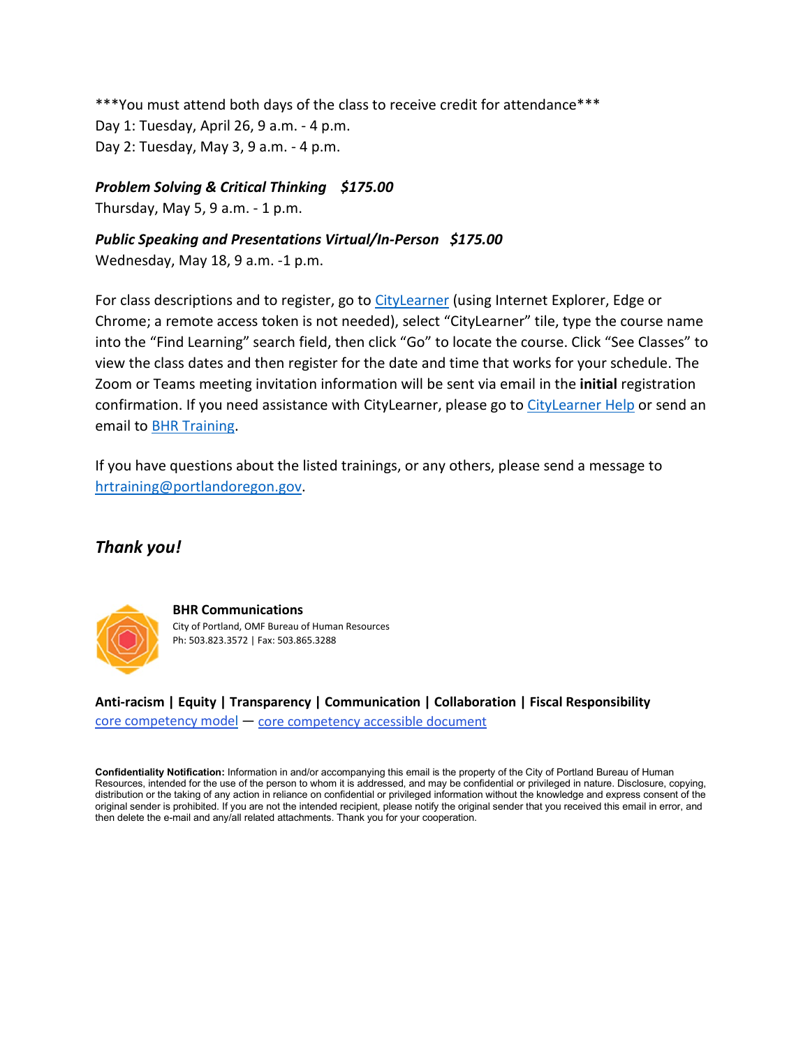***You must attend both days of the class to receive credit for attendance***
Day 1: Tuesday, April 26, 9 a.m. - 4 p.m.
Day 2: Tuesday, May 3, 9 a.m. - 4 p.m.

***Problem Solving & Critical Thinking $175.00***
Thursday, May 5, 9 a.m. - 1 p.m.

***Public Speaking and Presentations Virtual/In-Person $175.00***
Wednesday, May 18, 9 a.m. -1 p.m.

For class descriptions and to register, go to CityLearner (using Internet Explorer, Edge or Chrome; a remote access token is not needed), select "CityLearner" tile, type the course name into the "Find Learning" search field, then click "Go" to locate the course. Click "See Classes" to view the class dates and then register for the date and time that works for your schedule. The Zoom or Teams meeting invitation information will be sent via email in the **initial** registration confirmation. If you need assistance with CityLearner, please go to CityLearner Help or send an email to BHR Training.

If you have questions about the listed trainings, or any others, please send a message to hrtraining@portlandoregon.gov.

***Thank you!***

**BHR Communications**
City of Portland, OMF Bureau of Human Resources
Ph: 503.823.3572 | Fax: 503.865.3288

**Anti-racism | Equity | Transparency | Communication | Collaboration | Fiscal Responsibility**
core competency model — core competency accessible document

**Confidentiality Notification:** Information in and/or accompanying this email is the property of the City of Portland Bureau of Human Resources, intended for the use of the person to whom it is addressed, and may be confidential or privileged in nature. Disclosure, copying, distribution or the taking of any action in reliance on confidential or privileged information without the knowledge and express consent of the original sender is prohibited. If you are not the intended recipient, please notify the original sender that you received this email in error, and then delete the e-mail and any/all related attachments. Thank you for your cooperation.